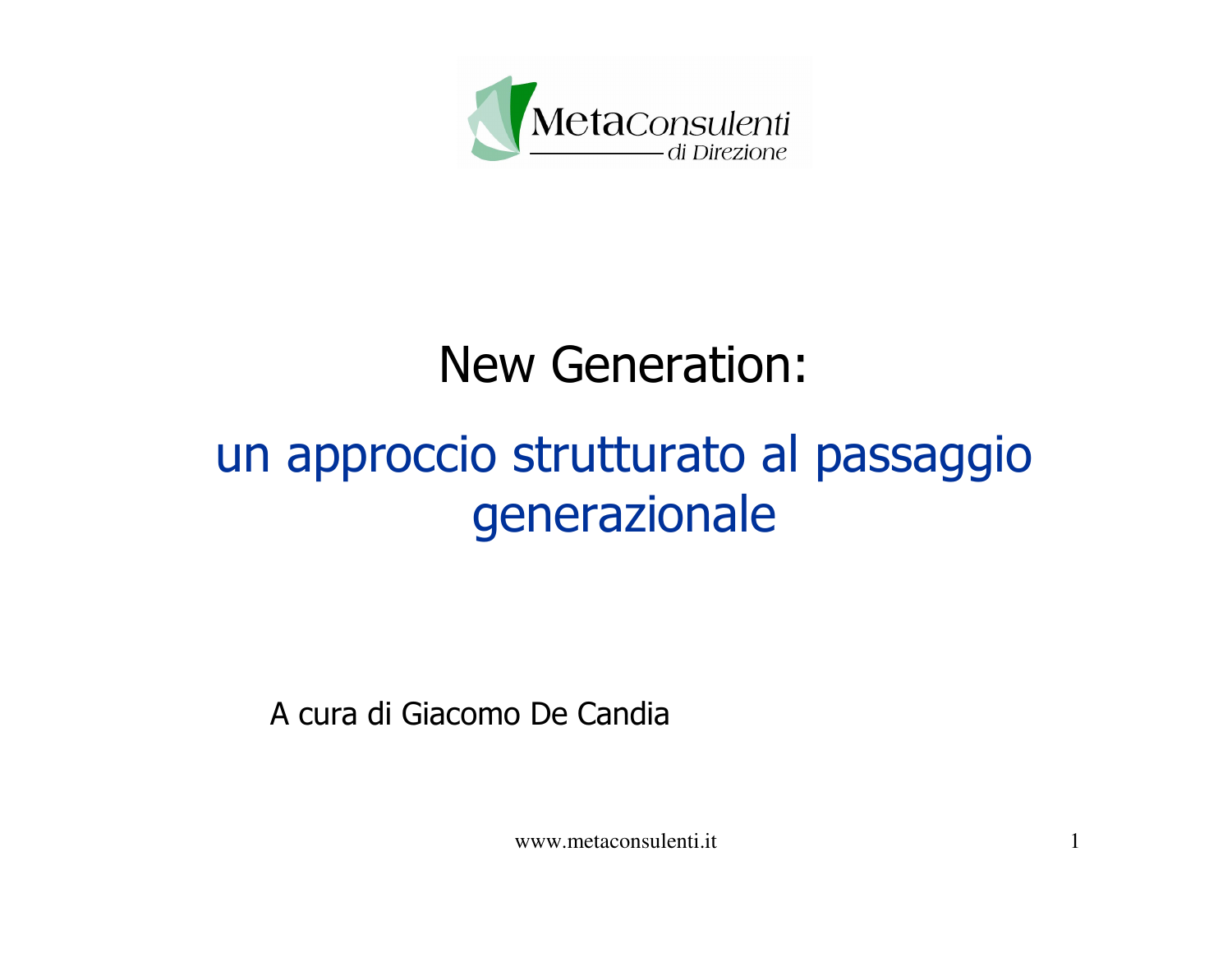MetaConsulenti di Direzione

# New Generation:

## un approccio strutturato al passaggio generazionale

A cura di Giacomo De Candia

www.metaconsulenti.it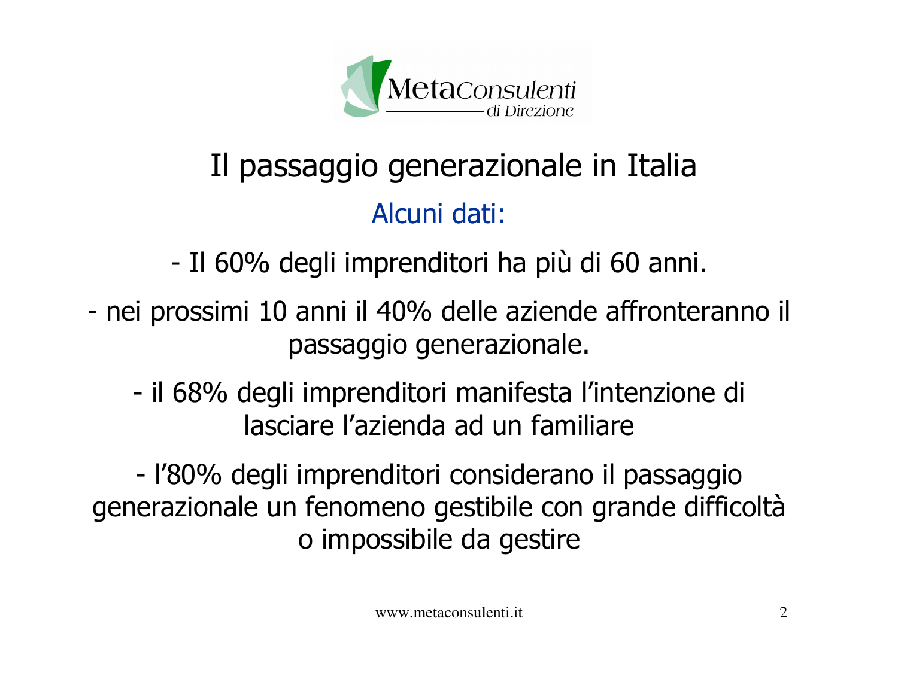# Il passaggio generazionale in Italia

## Alcuni dati:

- Il 60% degli imprenditori ha più di 60 anni.
- nei prossimi 10 anni il 40% delle aziende affronteranno il passaggio generazionale.
- il 68% degli imprenditori manifesta l'intenzione di lasciare l'azienda ad un familiare
- l'80% degli imprenditori considerano il passaggio generazionale un fenomeno gestibile con grande difficoltà o impossibile da gestire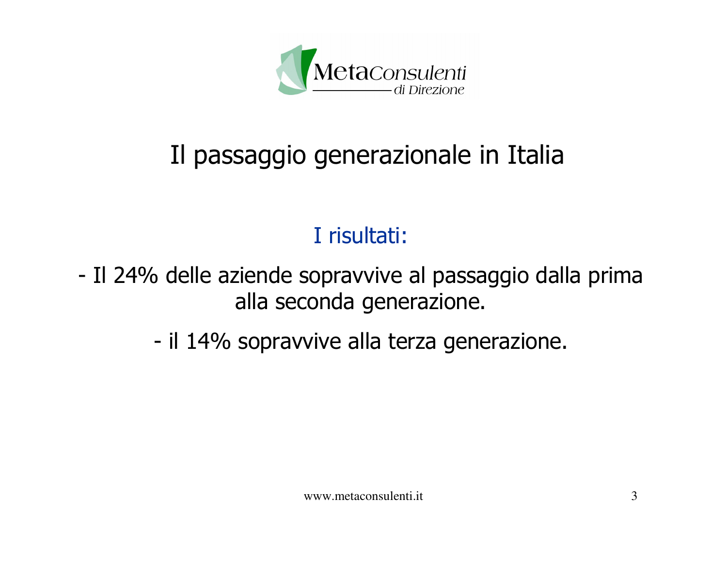# Il passaggio generazionale in Italia

## I risultati:

- Il 24% delle aziende sopravvive al passaggio dalla prima alla seconda generazione.
- il 14% sopravvive alla terza generazione.

www.metaconsulenti.it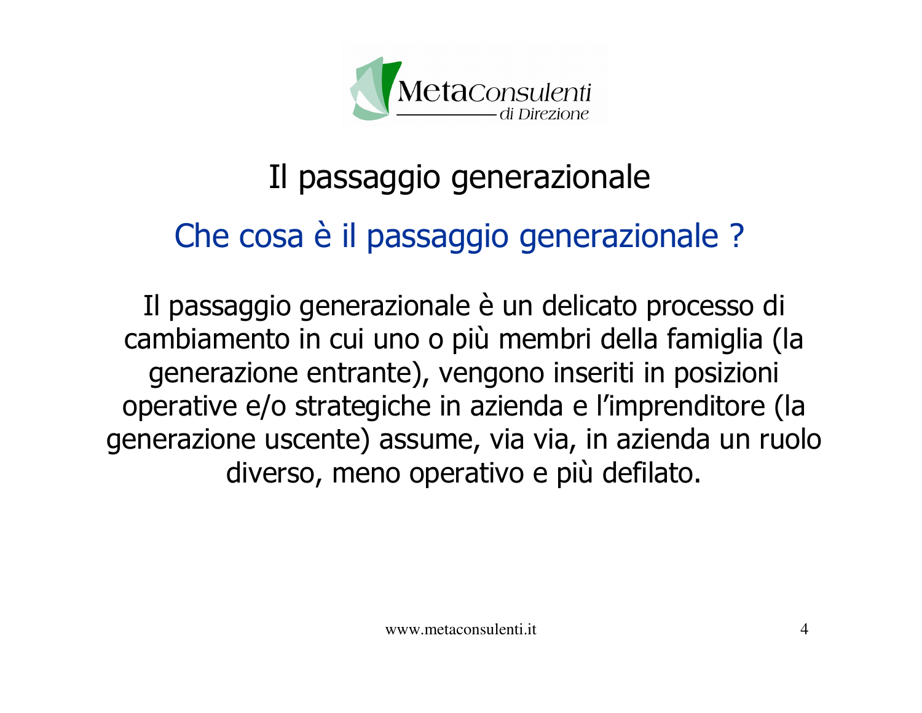# Il passaggio generazionale

## Che cosa è il passaggio generazionale ?

Il passaggio generazionale è un delicato processo di cambiamento in cui uno o più membri della famiglia (la generazione entrante), vengono inseriti in posizioni operative e/o strategiche in azienda e l'imprenditore (la generazione uscente) assume, via via, in azienda un ruolo diverso, meno operativo e più defilato.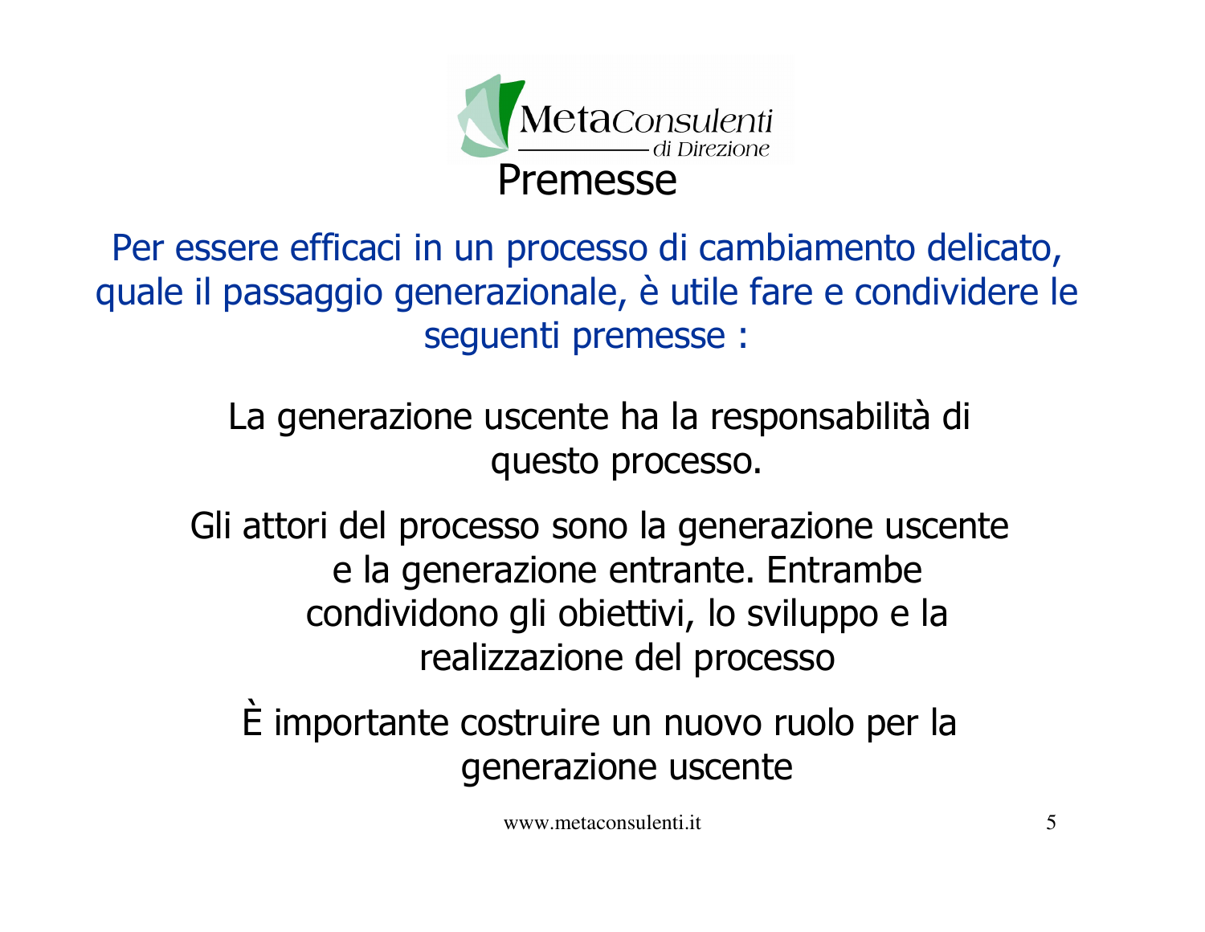# Premesse

Per essere efficaci in un processo di cambiamento delicato, quale il passaggio generazionale, è utile fare e condividere le seguenti premesse :

La generazione uscente ha la responsabilità di questo processo.

Gli attori del processo sono la generazione uscente e la generazione entrante. Entrambe condividono gli obiettivi, lo sviluppo e la realizzazione del processo

È importante costruire un nuovo ruolo per la generazione uscente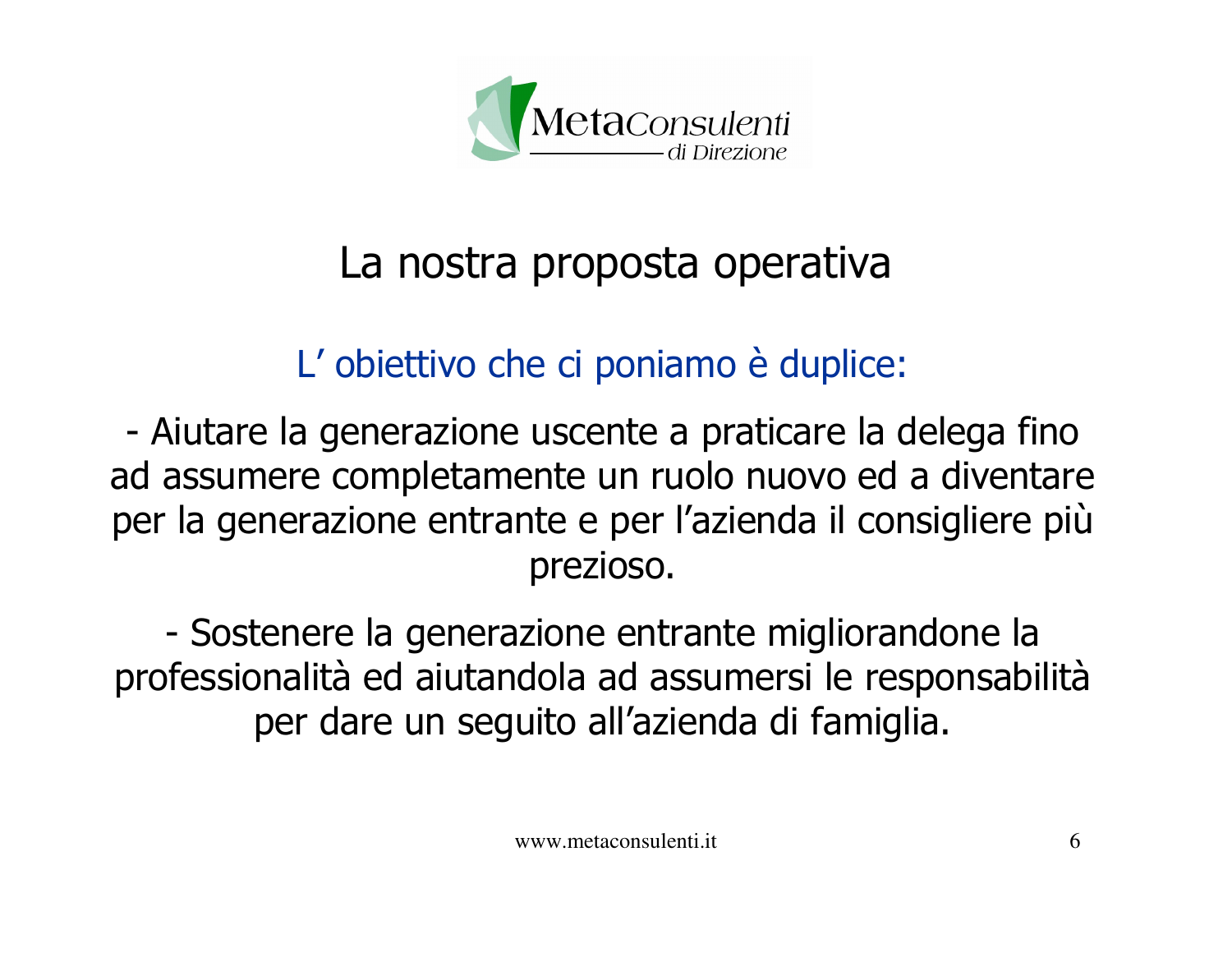# La nostra proposta operativa

L' obiettivo che ci poniamo è duplice:

- Aiutare la generazione uscente a praticare la delega fino ad assumere completamente un ruolo nuovo ed a diventare per la generazione entrante e per l'azienda il consigliere più prezioso.

- Sostenere la generazione entrante migliorandone la professionalità ed aiutandola ad assumersi le responsabilità per dare un seguito all'azienda di famiglia.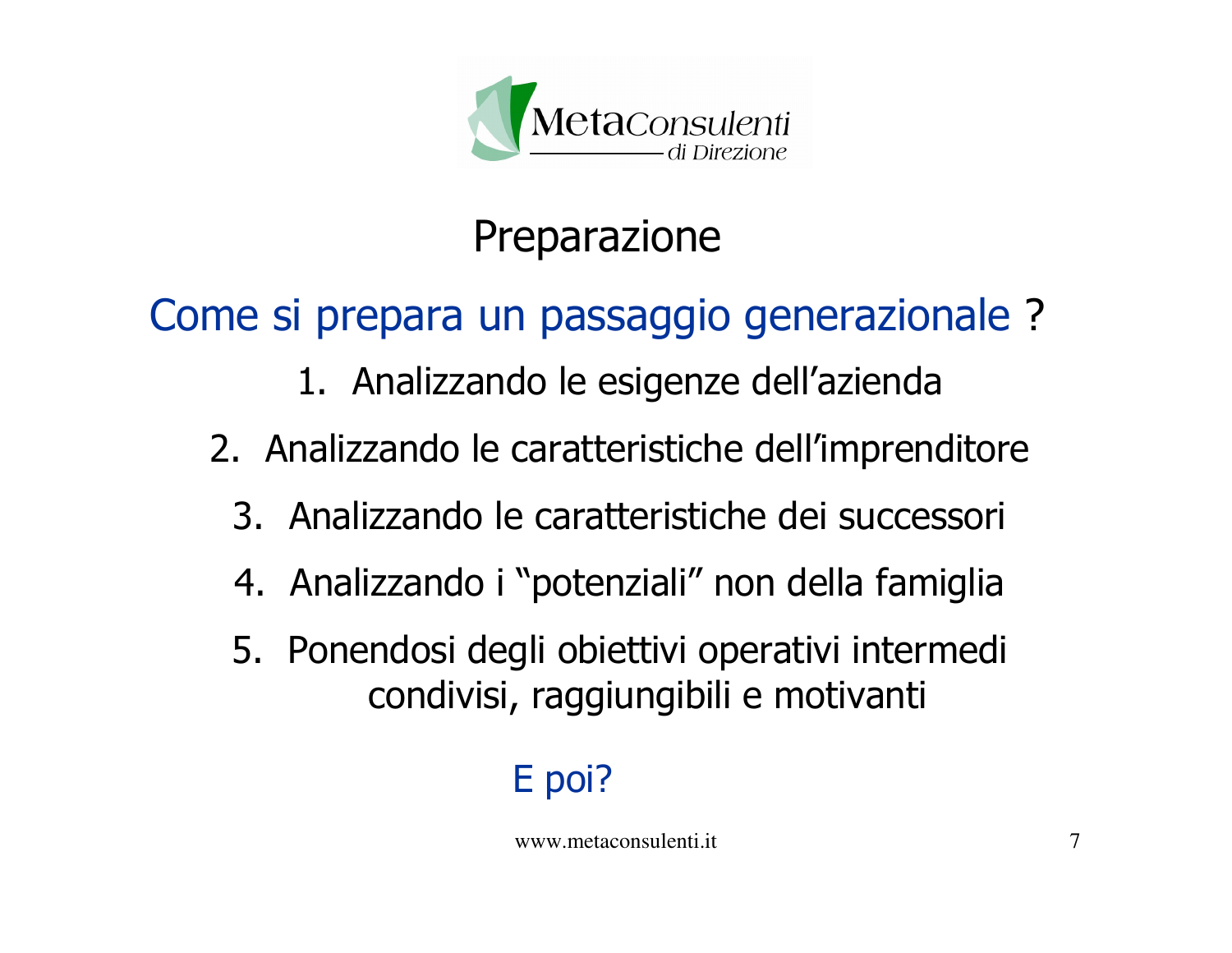# Preparazione

## Come si prepara un passaggio generazionale ?

1. Analizzando le esigenze dell'azienda
2. Analizzando le caratteristiche dell'imprenditore
3. Analizzando le caratteristiche dei successori
4. Analizzando i "potenziali" non della famiglia
5. Ponendosi degli obiettivi operativi intermedi condivisi, raggiungibili e motivanti

E poi?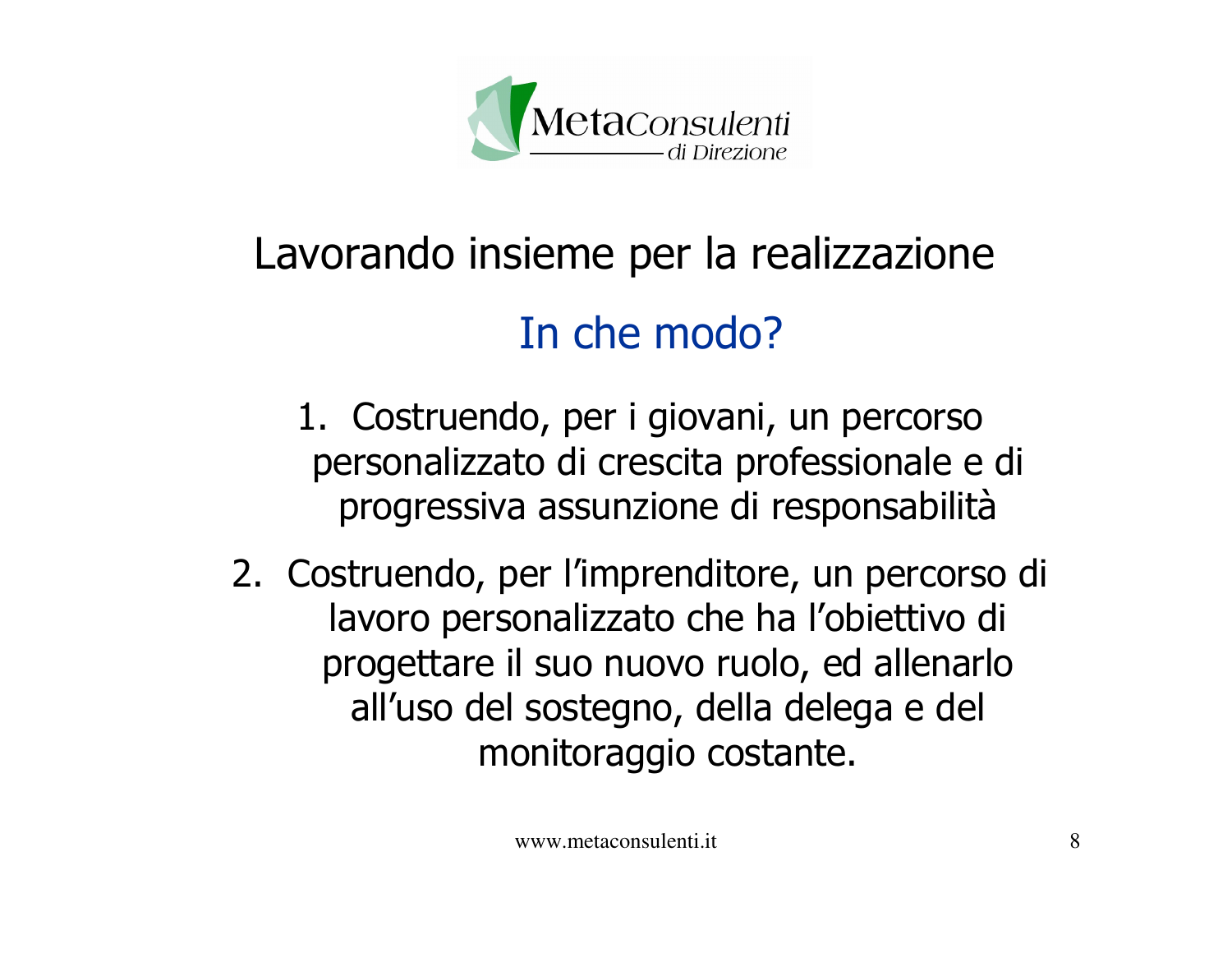# Lavorando insieme per la realizzazione

## In che modo?

1. Costruendo, per i giovani, un percorso personalizzato di crescita professionale e di progressiva assunzione di responsabilità
2. Costruendo, per l'imprenditore, un percorso di lavoro personalizzato che ha l'obiettivo di progettare il suo nuovo ruolo, ed allenarlo all'uso del sostegno, della delega e del monitoraggio costante.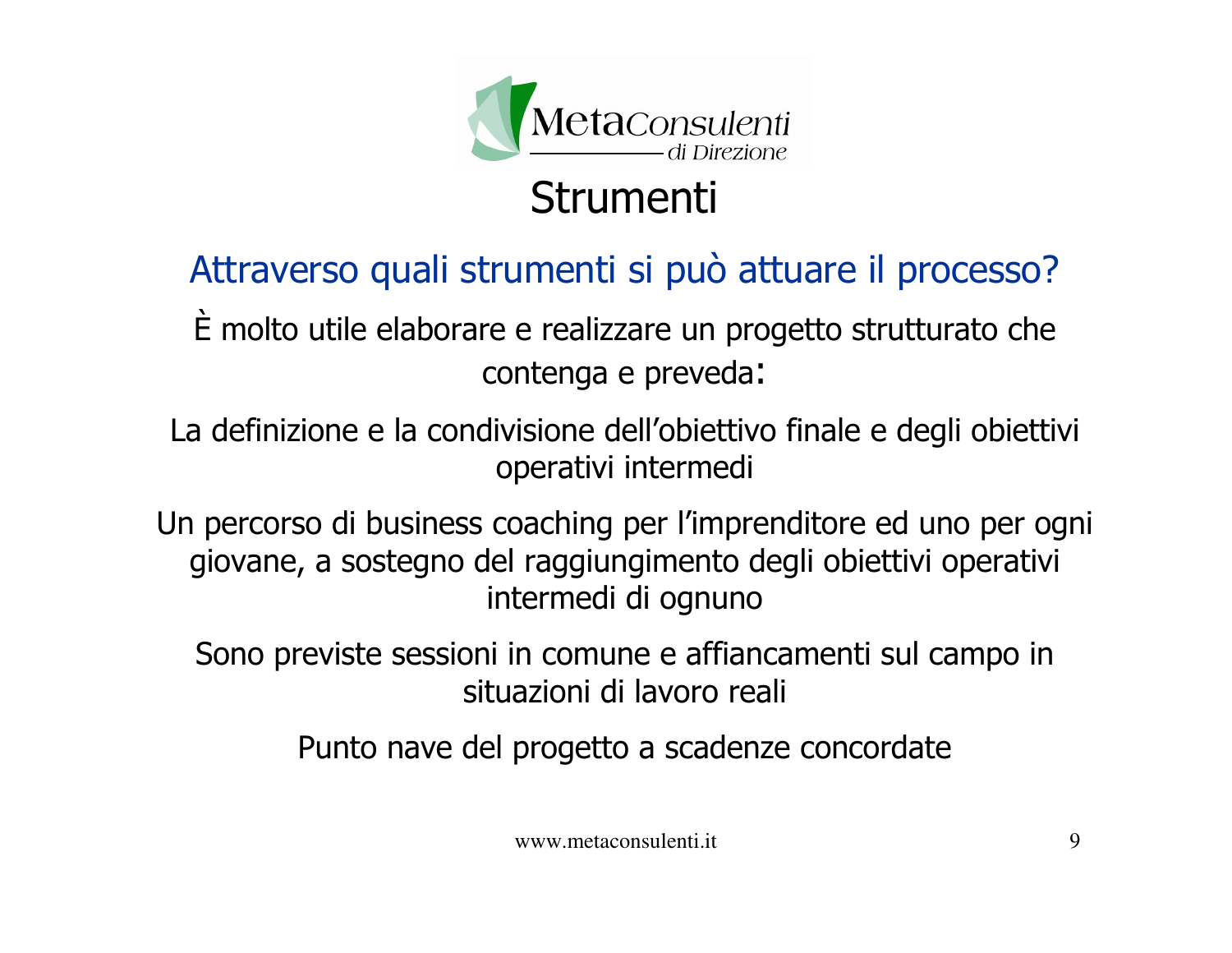# Strumenti

## Attraverso quali strumenti si può attuare il processo?

È molto utile elaborare e realizzare un progetto strutturato che contenga e preveda:

La definizione e la condivisione dell'obiettivo finale e degli obiettivi operativi intermedi

Un percorso di business coaching per l'imprenditore ed uno per ogni giovane, a sostegno del raggiungimento degli obiettivi operativi intermedi di ognuno

Sono previste sessioni in comune e affiancamenti sul campo in situazioni di lavoro reali

Punto nave del progetto a scadenze concordate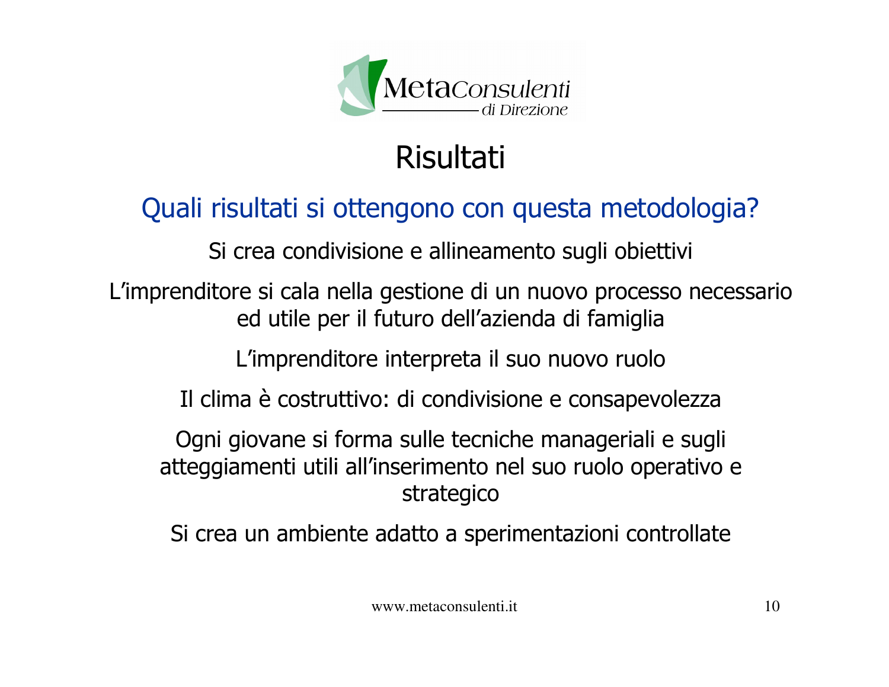# Risultati

## Quali risultati si ottengono con questa metodologia?

Si crea condivisione e allineamento sugli obiettivi

L'imprenditore si cala nella gestione di un nuovo processo necessario ed utile per il futuro dell'azienda di famiglia

L'imprenditore interpreta il suo nuovo ruolo

Il clima è costruttivo: di condivisione e consapevolezza

Ogni giovane si forma sulle tecniche manageriali e sugli atteggiamenti utili all'inserimento nel suo ruolo operativo e strategico

Si crea un ambiente adatto a sperimentazioni controllate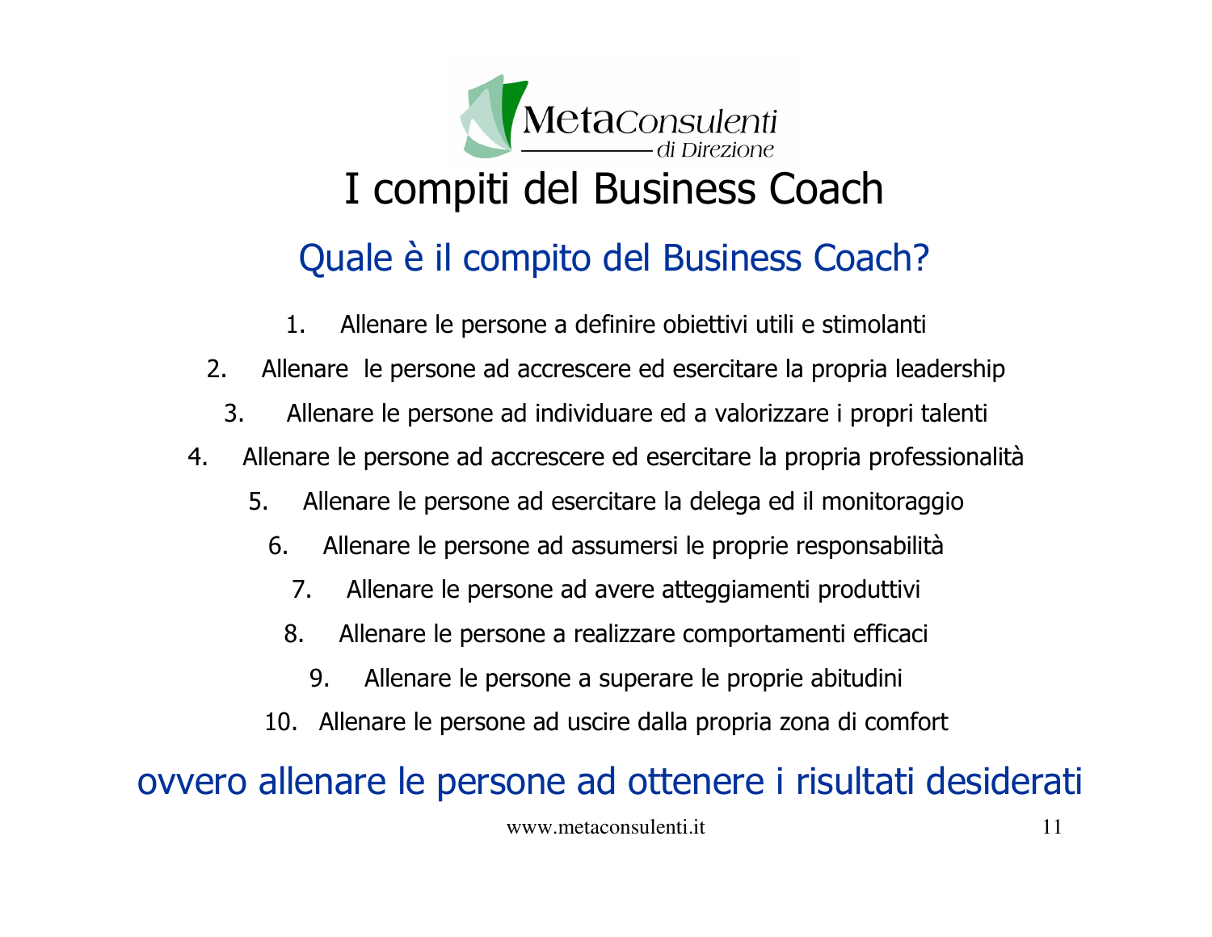MetaConsulenti di Direzione

# I compiti del Business Coach

## Quale è il compito del Business Coach?

1. Allenare le persone a definire obiettivi utili e stimolanti
2. Allenare  le persone ad accrescere ed esercitare la propria leadership
3. Allenare le persone ad individuare ed a valorizzare i propri talenti
4. Allenare le persone ad accrescere ed esercitare la propria professionalità
5. Allenare le persone ad esercitare la delega ed il monitoraggio
6. Allenare le persone ad assumersi le proprie responsabilità
7. Allenare le persone ad avere atteggiamenti produttivi
8. Allenare le persone a realizzare comportamenti efficaci
9. Allenare le persone a superare le proprie abitudini
10. Allenare le persone ad uscire dalla propria zona di comfort

## ovvero allenare le persone ad ottenere i risultati desiderati

www.metaconsulenti.it